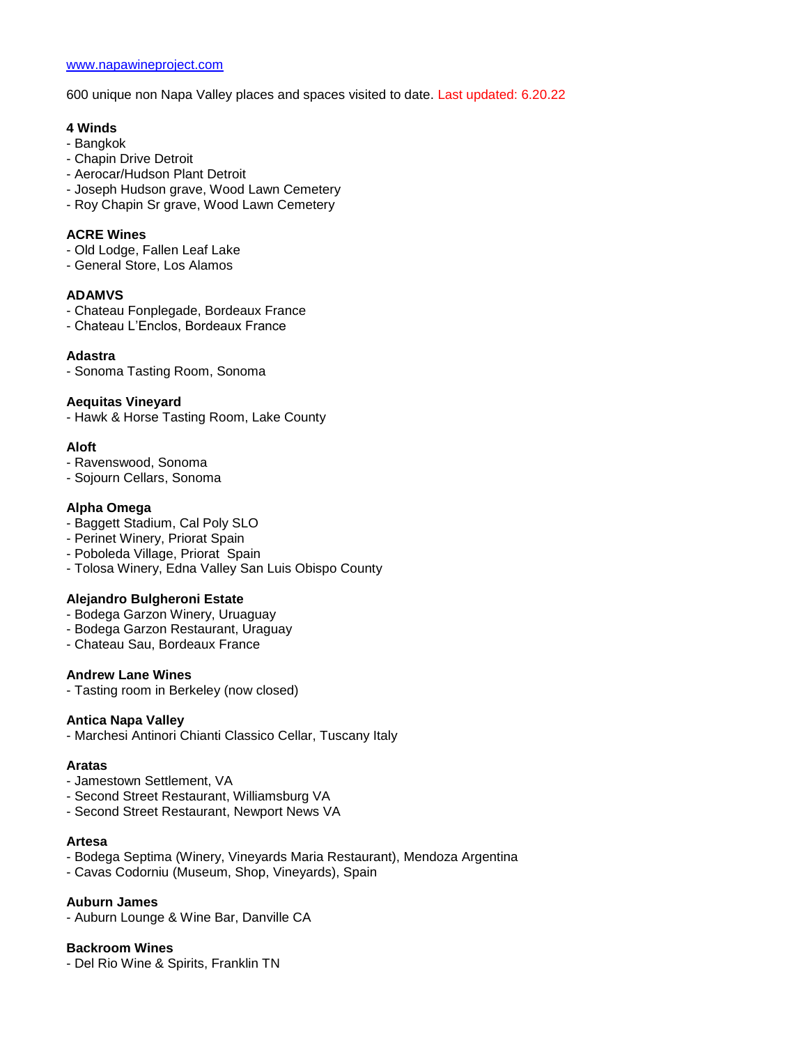www.napawineproject.com

600 unique non Napa Valley places and spaces visited to date. Last updated: 6.20.22

**4 Winds**
- Bangkok
- Chapin Drive Detroit
- Aerocar/Hudson Plant Detroit
- Joseph Hudson grave, Wood Lawn Cemetery
- Roy Chapin Sr grave, Wood Lawn Cemetery

**ACRE Wines**
- Old Lodge, Fallen Leaf Lake
- General Store, Los Alamos

**ADAMVS**
- Chateau Fonplegade, Bordeaux France
- Chateau L'Enclos, Bordeaux France

**Adastra**
- Sonoma Tasting Room, Sonoma

**Aequitas Vineyard**
- Hawk & Horse Tasting Room, Lake County

**Aloft**
- Ravenswood, Sonoma
- Sojourn Cellars, Sonoma

**Alpha Omega**
- Baggett Stadium, Cal Poly SLO
- Perinet Winery, Priorat Spain
- Poboleda Village, Priorat Spain
- Tolosa Winery, Edna Valley San Luis Obispo County

**Alejandro Bulgheroni Estate**
- Bodega Garzon Winery, Uruaguay
- Bodega Garzon Restaurant, Uraguay
- Chateau Sau, Bordeaux France

**Andrew Lane Wines**
- Tasting room in Berkeley (now closed)

**Antica Napa Valley**
- Marchesi Antinori Chianti Classico Cellar, Tuscany Italy

**Aratas**
- Jamestown Settlement, VA
- Second Street Restaurant, Williamsburg VA
- Second Street Restaurant, Newport News VA

**Artesa**
- Bodega Septima (Winery, Vineyards Maria Restaurant), Mendoza Argentina
- Cavas Codorniu (Museum, Shop, Vineyards), Spain

**Auburn James**
- Auburn Lounge & Wine Bar, Danville CA

**Backroom Wines**
- Del Rio Wine & Spirits, Franklin TN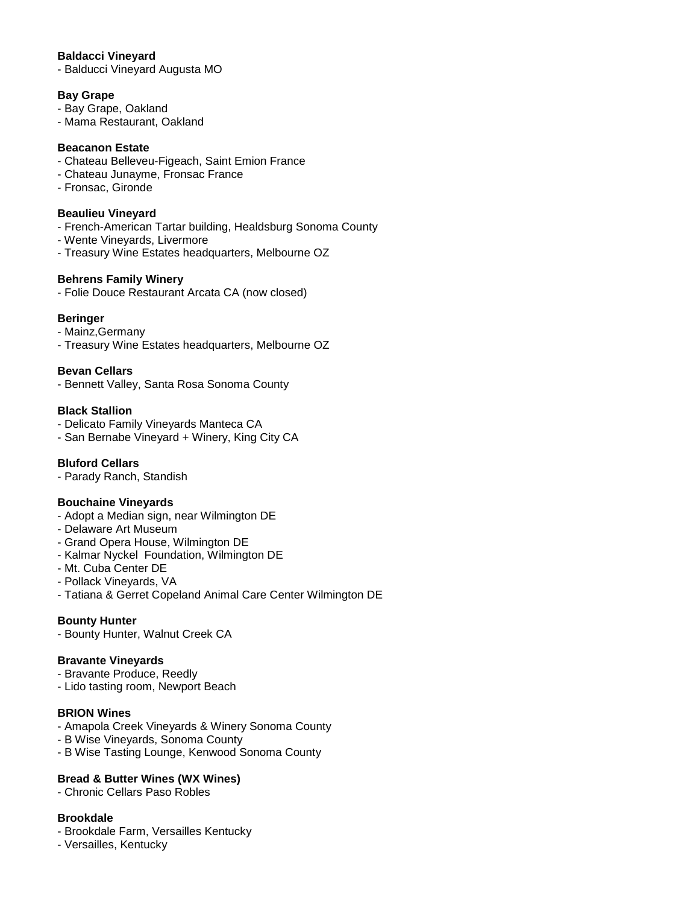**Baldacci Vineyard**
- Balducci Vineyard Augusta MO

**Bay Grape**
- Bay Grape, Oakland
- Mama Restaurant, Oakland

**Beacanon Estate**
- Chateau Belleveu-Figeach, Saint Emion France
- Chateau Junayme, Fronsac France
- Fronsac, Gironde

**Beaulieu Vineyard**
- French-American Tartar building, Healdsburg Sonoma County
- Wente Vineyards, Livermore
- Treasury Wine Estates headquarters, Melbourne OZ

**Behrens Family Winery**
- Folie Douce Restaurant Arcata CA (now closed)

**Beringer**
- Mainz,Germany
- Treasury Wine Estates headquarters, Melbourne OZ

**Bevan Cellars**
- Bennett Valley, Santa Rosa Sonoma County

**Black Stallion**
- Delicato Family Vineyards Manteca CA
- San Bernabe Vineyard + Winery, King City CA

**Bluford Cellars**
- Parady Ranch, Standish

**Bouchaine Vineyards**
- Adopt a Median sign, near Wilmington DE
- Delaware Art Museum
- Grand Opera House, Wilmington DE
- Kalmar Nyckel Foundation, Wilmington DE
- Mt. Cuba Center DE
- Pollack Vineyards, VA
- Tatiana & Gerret Copeland Animal Care Center Wilmington DE

**Bounty Hunter**
- Bounty Hunter, Walnut Creek CA

**Bravante Vineyards**
- Bravante Produce, Reedly
- Lido tasting room, Newport Beach

**BRION Wines**
- Amapola Creek Vineyards & Winery Sonoma County
- B Wise Vineyards, Sonoma County
- B Wise Tasting Lounge, Kenwood Sonoma County

**Bread & Butter Wines (WX Wines)**
- Chronic Cellars Paso Robles

**Brookdale**
- Brookdale Farm, Versailles Kentucky
- Versailles, Kentucky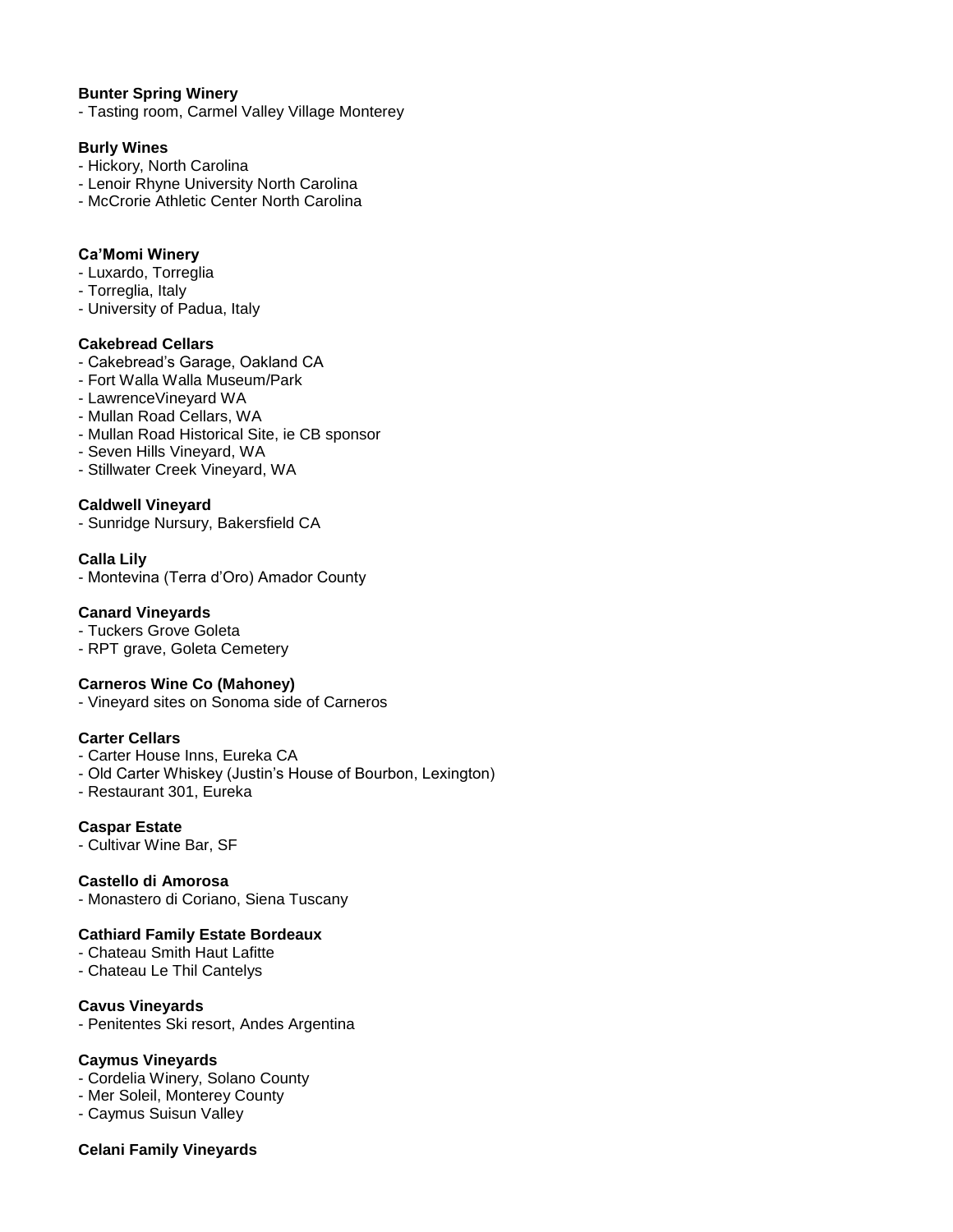**Bunter Spring Winery**
- Tasting room, Carmel Valley Village Monterey

**Burly Wines**
- Hickory, North Carolina
- Lenoir Rhyne University North Carolina
- McCrorie Athletic Center North Carolina

**Ca'Momi Winery**
- Luxardo, Torreglia
- Torreglia, Italy
- University of Padua, Italy

**Cakebread Cellars**
- Cakebread's Garage, Oakland CA
- Fort Walla Walla Museum/Park
- LawrenceVineyard WA
- Mullan Road Cellars, WA
- Mullan Road Historical Site, ie CB sponsor
- Seven Hills Vineyard, WA
- Stillwater Creek Vineyard, WA

**Caldwell Vineyard**
- Sunridge Nursury, Bakersfield CA

**Calla Lily**
- Montevina (Terra d'Oro) Amador County

**Canard Vineyards**
- Tuckers Grove Goleta
- RPT grave, Goleta Cemetery

**Carneros Wine Co (Mahoney)**
- Vineyard sites on Sonoma side of Carneros

**Carter Cellars**
- Carter House Inns, Eureka CA
- Old Carter Whiskey (Justin's House of Bourbon, Lexington)
- Restaurant 301, Eureka

**Caspar Estate**
- Cultivar Wine Bar, SF

**Castello di Amorosa**
- Monastero di Coriano, Siena Tuscany

**Cathiard Family Estate Bordeaux**
- Chateau Smith Haut Lafitte
- Chateau Le Thil Cantelys

**Cavus Vineyards**
- Penitentes Ski resort, Andes Argentina

**Caymus Vineyards**
- Cordelia Winery, Solano County
- Mer Soleil, Monterey County
- Caymus Suisun Valley

**Celani Family Vineyards**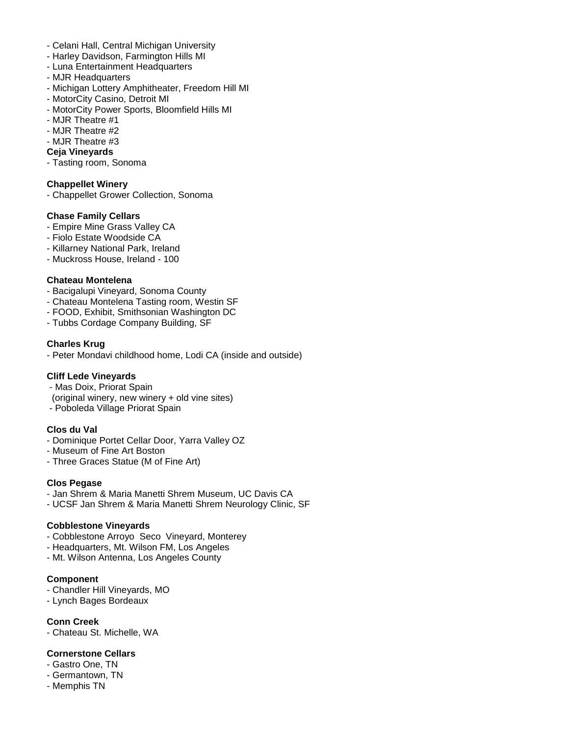- Celani Hall, Central Michigan University
- Harley Davidson, Farmington Hills MI
- Luna Entertainment Headquarters
- MJR Headquarters
- Michigan Lottery Amphitheater, Freedom Hill MI
- MotorCity Casino, Detroit MI
- MotorCity Power Sports, Bloomfield Hills MI
- MJR Theatre #1
- MJR Theatre #2
- MJR Theatre #3

**Ceja Vineyards**
- Tasting room, Sonoma

**Chappellet Winery**
- Chappellet Grower Collection, Sonoma

**Chase Family Cellars**
- Empire Mine Grass Valley CA
- Fiolo Estate Woodside CA
- Killarney National Park, Ireland
- Muckross House, Ireland - 100

**Chateau Montelena**
- Bacigalupi Vineyard, Sonoma County
- Chateau Montelena Tasting room, Westin SF
- FOOD, Exhibit, Smithsonian Washington DC
- Tubbs Cordage Company Building, SF

**Charles Krug**
- Peter Mondavi childhood home, Lodi CA (inside and outside)

**Cliff Lede Vineyards**
- Mas Doix, Priorat Spain
  (original winery, new winery + old vine sites)
- Poboleda Village Priorat Spain

**Clos du Val**
- Dominique Portet Cellar Door, Yarra Valley OZ
- Museum of Fine Art Boston
- Three Graces Statue (M of Fine Art)

**Clos Pegase**
- Jan Shrem & Maria Manetti Shrem Museum, UC Davis CA
- UCSF Jan Shrem & Maria Manetti Shrem Neurology Clinic, SF

**Cobblestone Vineyards**
- Cobblestone Arroyo Seco Vineyard, Monterey
- Headquarters, Mt. Wilson FM, Los Angeles
- Mt. Wilson Antenna, Los Angeles County

**Component**
- Chandler Hill Vineyards, MO
- Lynch Bages Bordeaux

**Conn Creek**
- Chateau St. Michelle, WA

**Cornerstone Cellars**
- Gastro One, TN
- Germantown, TN
- Memphis TN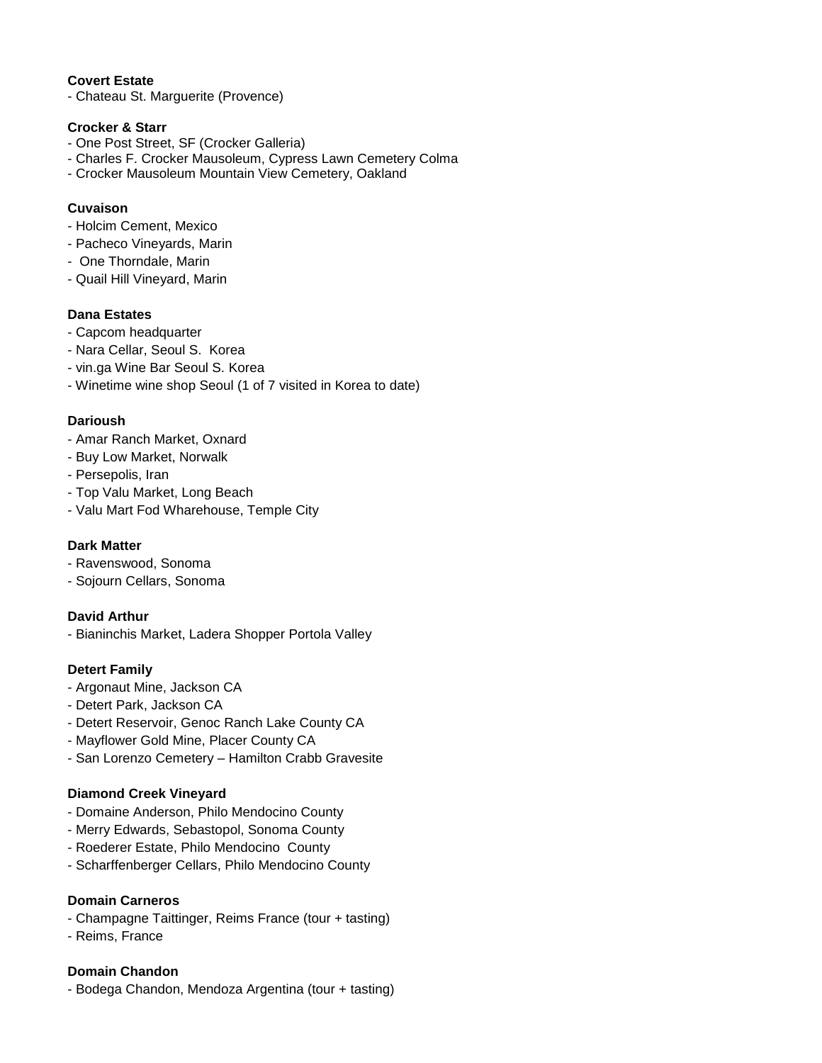**Covert Estate**

- Chateau St. Marguerite (Provence)

**Crocker & Starr**

- One Post Street, SF (Crocker Galleria)
- Charles F. Crocker Mausoleum, Cypress Lawn Cemetery Colma
- Crocker Mausoleum Mountain View Cemetery, Oakland

**Cuvaison**

- Holcim Cement, Mexico
- Pacheco Vineyards, Marin
- One Thorndale, Marin
- Quail Hill Vineyard, Marin

**Dana Estates**

- Capcom headquarter
- Nara Cellar, Seoul S. Korea
- vin.ga Wine Bar Seoul S. Korea
- Winetime wine shop Seoul (1 of 7 visited in Korea to date)

**Darioush**

- Amar Ranch Market, Oxnard
- Buy Low Market, Norwalk
- Persepolis, Iran
- Top Valu Market, Long Beach
- Valu Mart Fod Wharehouse, Temple City

**Dark Matter**

- Ravenswood, Sonoma
- Sojourn Cellars, Sonoma

**David Arthur**

- Bianinchis Market, Ladera Shopper Portola Valley

**Detert Family**

- Argonaut Mine, Jackson CA
- Detert Park, Jackson CA
- Detert Reservoir, Genoc Ranch Lake County CA
- Mayflower Gold Mine, Placer County CA
- San Lorenzo Cemetery – Hamilton Crabb Gravesite

**Diamond Creek Vineyard**

- Domaine Anderson, Philo Mendocino County
- Merry Edwards, Sebastopol, Sonoma County
- Roederer Estate, Philo Mendocino County
- Scharffenberger Cellars, Philo Mendocino County

**Domain Carneros**

- Champagne Taittinger, Reims France (tour + tasting)
- Reims, France

**Domain Chandon**

- Bodega Chandon, Mendoza Argentina (tour + tasting)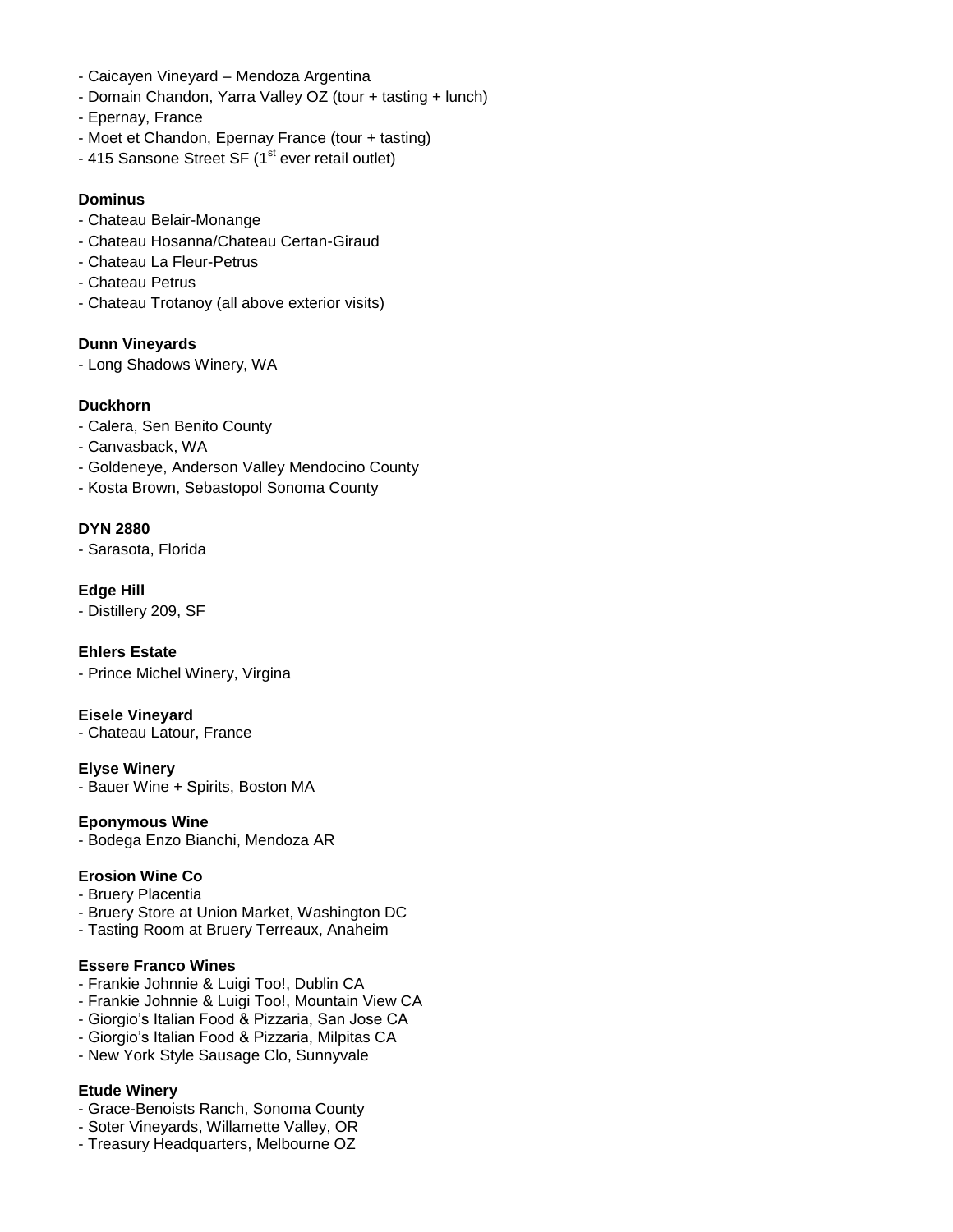- Caicayen Vineyard – Mendoza Argentina
- Domain Chandon, Yarra Valley OZ (tour + tasting + lunch)
- Epernay, France
- Moet et Chandon, Epernay France (tour + tasting)
- 415 Sansone Street SF (1st ever retail outlet)

**Dominus**
- Chateau Belair-Monange
- Chateau Hosanna/Chateau Certan-Giraud
- Chateau La Fleur-Petrus
- Chateau Petrus
- Chateau Trotanoy (all above exterior visits)

**Dunn Vineyards**
- Long Shadows Winery, WA

**Duckhorn**
- Calera, Sen Benito County
- Canvasback, WA
- Goldeneye, Anderson Valley Mendocino County
- Kosta Brown, Sebastopol Sonoma County

**DYN 2880**
- Sarasota, Florida

**Edge Hill**
- Distillery 209, SF

**Ehlers Estate**
- Prince Michel Winery, Virgina

**Eisele Vineyard**
- Chateau Latour, France

**Elyse Winery**
- Bauer Wine + Spirits, Boston MA

**Eponymous Wine**
- Bodega Enzo Bianchi, Mendoza AR

**Erosion Wine Co**
- Bruery Placentia
- Bruery Store at Union Market, Washington DC
- Tasting Room at Bruery Terreaux, Anaheim

**Essere Franco Wines**
- Frankie Johnnie & Luigi Too!, Dublin CA
- Frankie Johnnie & Luigi Too!, Mountain View CA
- Giorgio's Italian Food & Pizzaria, San Jose CA
- Giorgio's Italian Food & Pizzaria, Milpitas CA
- New York Style Sausage Clo, Sunnyvale

**Etude Winery**
- Grace-Benoists Ranch, Sonoma County
- Soter Vineyards, Willamette Valley, OR
- Treasury Headquarters, Melbourne OZ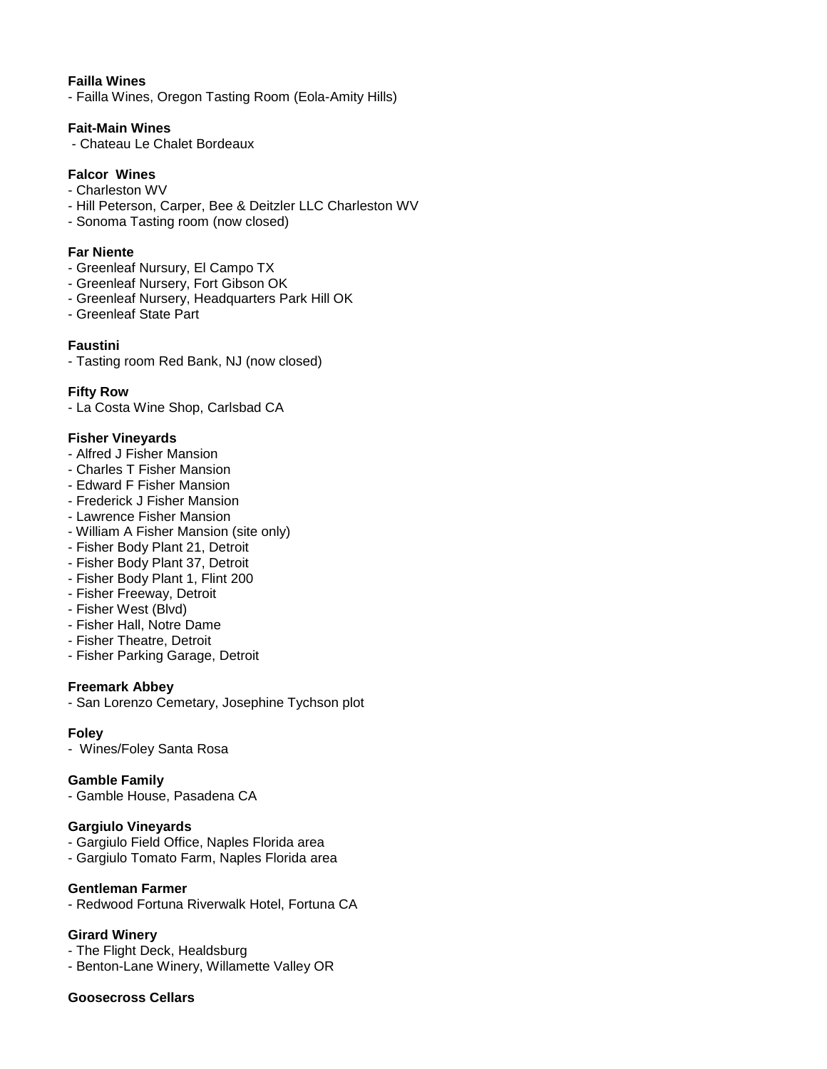**Failla Wines**
- Failla Wines, Oregon Tasting Room (Eola-Amity Hills)

**Fait-Main Wines**
- Chateau Le Chalet Bordeaux

**Falcor Wines**
- Charleston WV
- Hill Peterson, Carper, Bee & Deitzler LLC Charleston WV
- Sonoma Tasting room (now closed)

**Far Niente**
- Greenleaf Nursury, El Campo TX
- Greenleaf Nursery, Fort Gibson OK
- Greenleaf Nursery, Headquarters Park Hill OK
- Greenleaf State Part

**Faustini**
- Tasting room Red Bank, NJ (now closed)

**Fifty Row**
- La Costa Wine Shop, Carlsbad CA

**Fisher Vineyards**
- Alfred J Fisher Mansion
- Charles T Fisher Mansion
- Edward F Fisher Mansion
- Frederick J Fisher Mansion
- Lawrence Fisher Mansion
- William A Fisher Mansion (site only)
- Fisher Body Plant 21, Detroit
- Fisher Body Plant 37, Detroit
- Fisher Body Plant 1, Flint 200
- Fisher Freeway, Detroit
- Fisher West (Blvd)
- Fisher Hall, Notre Dame
- Fisher Theatre, Detroit
- Fisher Parking Garage, Detroit

**Freemark Abbey**
- San Lorenzo Cemetary, Josephine Tychson plot

**Foley**
- Wines/Foley Santa Rosa

**Gamble Family**
- Gamble House, Pasadena CA

**Gargiulo Vineyards**
- Gargiulo Field Office, Naples Florida area
- Gargiulo Tomato Farm, Naples Florida area

**Gentleman Farmer**
- Redwood Fortuna Riverwalk Hotel, Fortuna CA

**Girard Winery**
- The Flight Deck, Healdsburg
- Benton-Lane Winery, Willamette Valley OR

**Goosecross Cellars**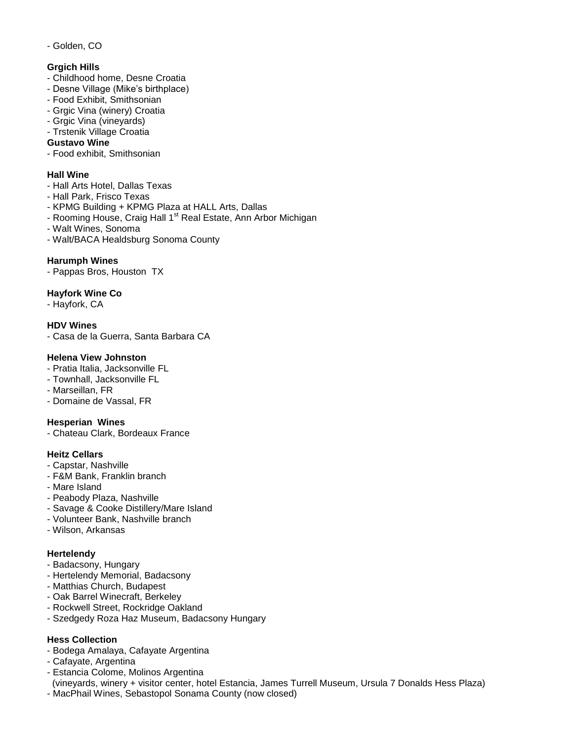- Golden, CO

**Grgich Hills**
- Childhood home, Desne Croatia
- Desne Village (Mike's birthplace)
- Food Exhibit, Smithsonian
- Grgic Vina (winery) Croatia
- Grgic Vina (vineyards)
- Trstenik Village Croatia

**Gustavo Wine**
- Food exhibit, Smithsonian

**Hall Wine**
- Hall Arts Hotel, Dallas Texas
- Hall Park, Frisco Texas
- KPMG Building + KPMG Plaza at HALL Arts, Dallas
- Rooming House, Craig Hall 1st Real Estate, Ann Arbor Michigan
- Walt Wines, Sonoma
- Walt/BACA Healdsburg Sonoma County

**Harumph Wines**
- Pappas Bros, Houston TX

**Hayfork Wine Co**
- Hayfork, CA

**HDV Wines**
- Casa de la Guerra, Santa Barbara CA

**Helena View Johnston**
- Pratia Italia, Jacksonville FL
- Townhall, Jacksonville FL
- Marseillan, FR
- Domaine de Vassal, FR

**Hesperian Wines**
- Chateau Clark, Bordeaux France

**Heitz Cellars**
- Capstar, Nashville
- F&M Bank, Franklin branch
- Mare Island
- Peabody Plaza, Nashville
- Savage & Cooke Distillery/Mare Island
- Volunteer Bank, Nashville branch
- Wilson, Arkansas

**Hertelendy**
- Badacsony, Hungary
- Hertelendy Memorial, Badacsony
- Matthias Church, Budapest
- Oak Barrel Winecraft, Berkeley
- Rockwell Street, Rockridge Oakland
- Szedgedy Roza Haz Museum, Badacsony Hungary

**Hess Collection**
- Bodega Amalaya, Cafayate Argentina
- Cafayate, Argentina
- Estancia Colome, Molinos Argentina
  (vineyards, winery + visitor center, hotel Estancia, James Turrell Museum, Ursula 7 Donalds Hess Plaza)
- MacPhail Wines, Sebastopol Sonama County (now closed)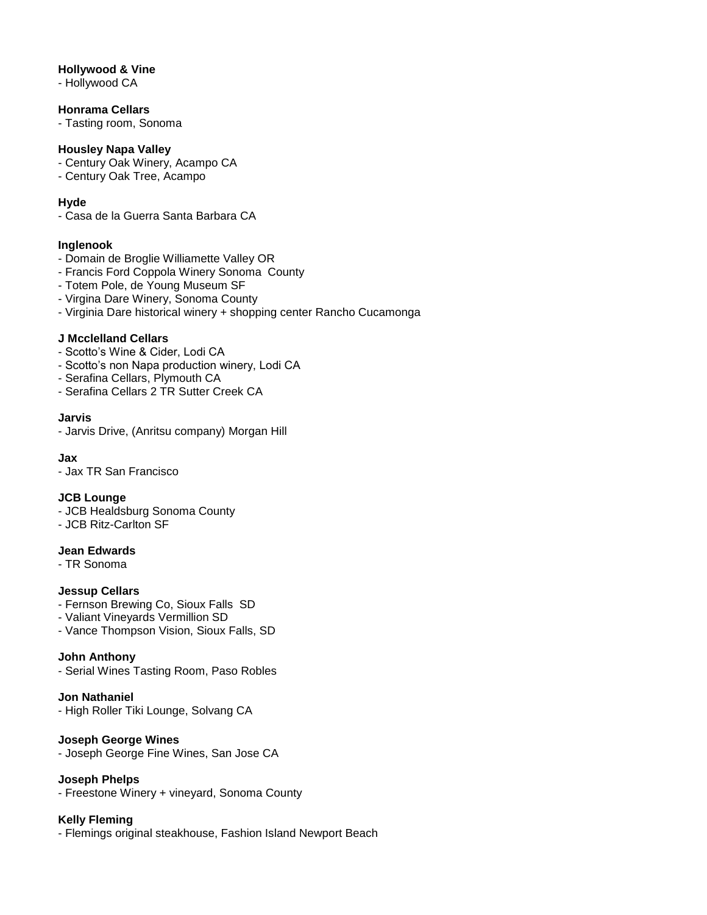**Hollywood & Vine**
- Hollywood CA

**Honrama Cellars**
- Tasting room, Sonoma

**Housley Napa Valley**
- Century Oak Winery, Acampo CA
- Century Oak Tree, Acampo

**Hyde**
- Casa de la Guerra Santa Barbara CA

**Inglenook**
- Domain de Broglie Williamette Valley OR
- Francis Ford Coppola Winery Sonoma County
- Totem Pole, de Young Museum SF
- Virgina Dare Winery, Sonoma County
- Virginia Dare historical winery + shopping center Rancho Cucamonga

**J Mcclelland Cellars**
- Scotto's Wine & Cider, Lodi CA
- Scotto's non Napa production winery, Lodi CA
- Serafina Cellars, Plymouth CA
- Serafina Cellars 2 TR Sutter Creek CA

**Jarvis**
- Jarvis Drive, (Anritsu company) Morgan Hill

**Jax**
- Jax TR San Francisco

**JCB Lounge**
- JCB Healdsburg Sonoma County
- JCB Ritz-Carlton SF

**Jean Edwards**
- TR Sonoma

**Jessup Cellars**
- Fernson Brewing Co, Sioux Falls SD
- Valiant Vineyards Vermillion SD
- Vance Thompson Vision, Sioux Falls, SD

**John Anthony**
- Serial Wines Tasting Room, Paso Robles

**Jon Nathaniel**
- High Roller Tiki Lounge, Solvang CA

**Joseph George Wines**
- Joseph George Fine Wines, San Jose CA

**Joseph Phelps**
- Freestone Winery + vineyard, Sonoma County

**Kelly Fleming**
- Flemings original steakhouse, Fashion Island Newport Beach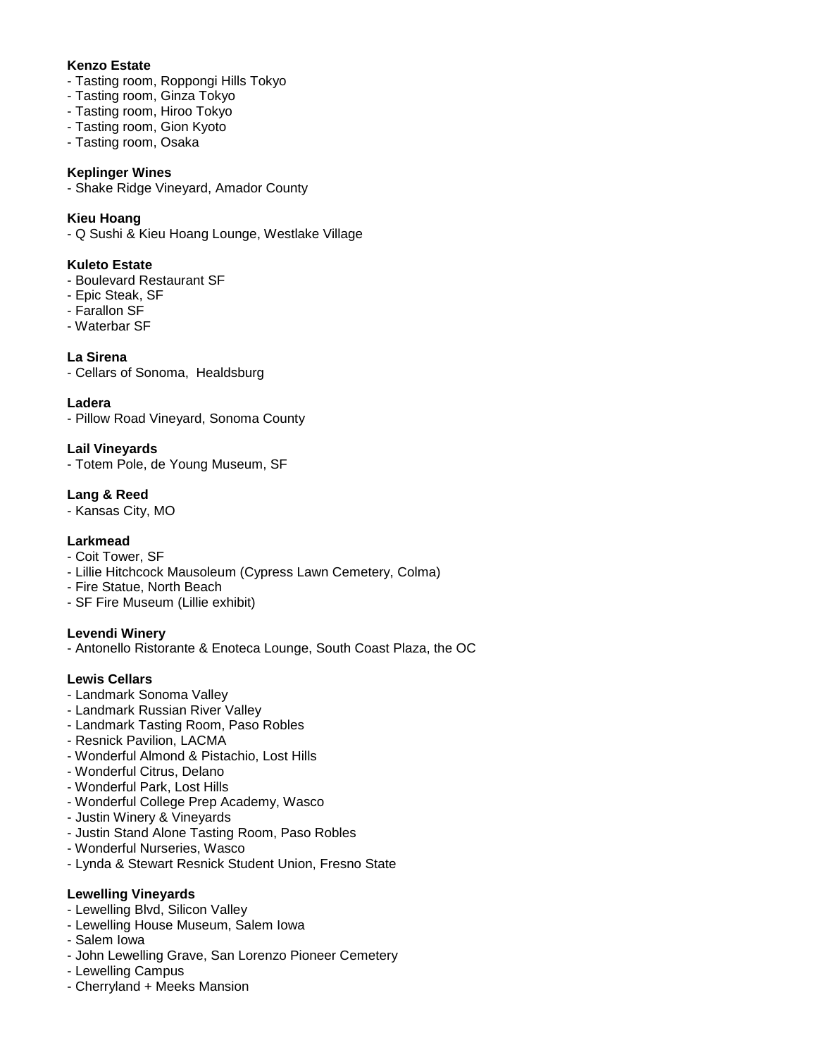**Kenzo Estate**
- Tasting room, Roppongi Hills Tokyo
- Tasting room, Ginza Tokyo
- Tasting room, Hiroo Tokyo
- Tasting room, Gion Kyoto
- Tasting room, Osaka

**Keplinger Wines**
- Shake Ridge Vineyard, Amador County

**Kieu Hoang**
- Q Sushi & Kieu Hoang Lounge, Westlake Village

**Kuleto Estate**
- Boulevard Restaurant SF
- Epic Steak, SF
- Farallon SF
- Waterbar SF

**La Sirena**
- Cellars of Sonoma, Healdsburg

**Ladera**
- Pillow Road Vineyard, Sonoma County

**Lail Vineyards**
- Totem Pole, de Young Museum, SF

**Lang & Reed**
- Kansas City, MO

**Larkmead**
- Coit Tower, SF
- Lillie Hitchcock Mausoleum (Cypress Lawn Cemetery, Colma)
- Fire Statue, North Beach
- SF Fire Museum (Lillie exhibit)

**Levendi Winery**
- Antonello Ristorante & Enoteca Lounge, South Coast Plaza, the OC

**Lewis Cellars**
- Landmark Sonoma Valley
- Landmark Russian River Valley
- Landmark Tasting Room, Paso Robles
- Resnick Pavilion, LACMA
- Wonderful Almond & Pistachio, Lost Hills
- Wonderful Citrus, Delano
- Wonderful Park, Lost Hills
- Wonderful College Prep Academy, Wasco
- Justin Winery & Vineyards
- Justin Stand Alone Tasting Room, Paso Robles
- Wonderful Nurseries, Wasco
- Lynda & Stewart Resnick Student Union, Fresno State

**Lewelling Vineyards**
- Lewelling Blvd, Silicon Valley
- Lewelling House Museum, Salem Iowa
- Salem Iowa
- John Lewelling Grave, San Lorenzo Pioneer Cemetery
- Lewelling Campus
- Cherryland + Meeks Mansion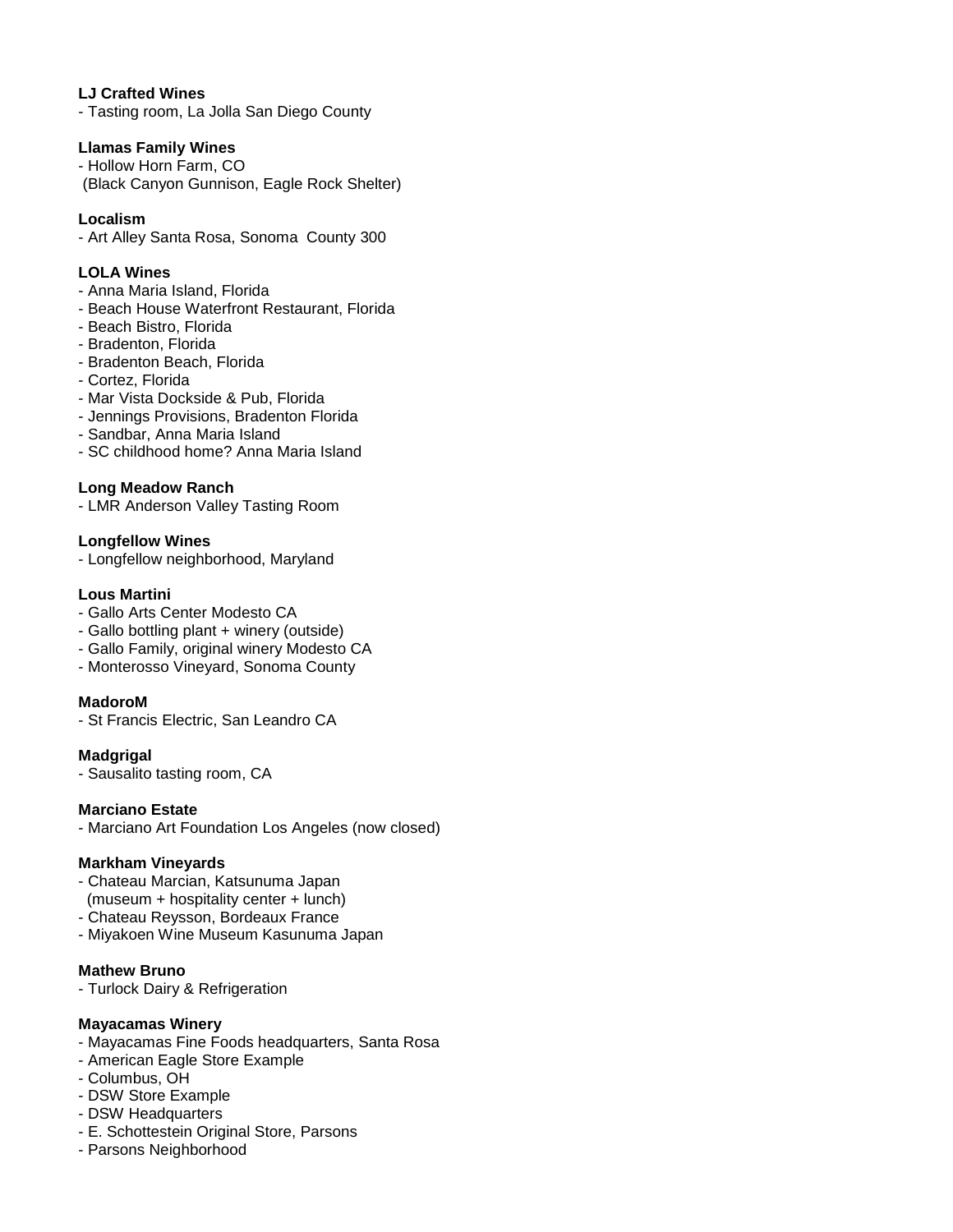**LJ Crafted Wines**
- Tasting room, La Jolla San Diego County

**Llamas Family Wines**
- Hollow Horn Farm, CO
 (Black Canyon Gunnison, Eagle Rock Shelter)

**Localism**
- Art Alley Santa Rosa, Sonoma  County 300

**LOLA Wines**
- Anna Maria Island, Florida
- Beach House Waterfront Restaurant, Florida
- Beach Bistro, Florida
- Bradenton, Florida
- Bradenton Beach, Florida
- Cortez, Florida
- Mar Vista Dockside & Pub, Florida
- Jennings Provisions, Bradenton Florida
- Sandbar, Anna Maria Island
- SC childhood home? Anna Maria Island

**Long Meadow Ranch**
- LMR Anderson Valley Tasting Room

**Longfellow Wines**
- Longfellow neighborhood, Maryland

**Lous Martini**
- Gallo Arts Center Modesto CA
- Gallo bottling plant + winery (outside)
- Gallo Family, original winery Modesto CA
- Monterosso Vineyard, Sonoma County

**MadoroM**
- St Francis Electric, San Leandro CA

**Madgrigal**
- Sausalito tasting room, CA

**Marciano Estate**
- Marciano Art Foundation Los Angeles (now closed)

**Markham Vineyards**
- Chateau Marcian, Katsunuma Japan
  (museum + hospitality center + lunch)
- Chateau Reysson, Bordeaux France
- Miyakoen Wine Museum Kasunuma Japan

**Mathew Bruno**
- Turlock Dairy & Refrigeration

**Mayacamas Winery**
- Mayacamas Fine Foods headquarters, Santa Rosa
- American Eagle Store Example
- Columbus, OH
- DSW Store Example
- DSW Headquarters
- E. Schottestein Original Store, Parsons
- Parsons Neighborhood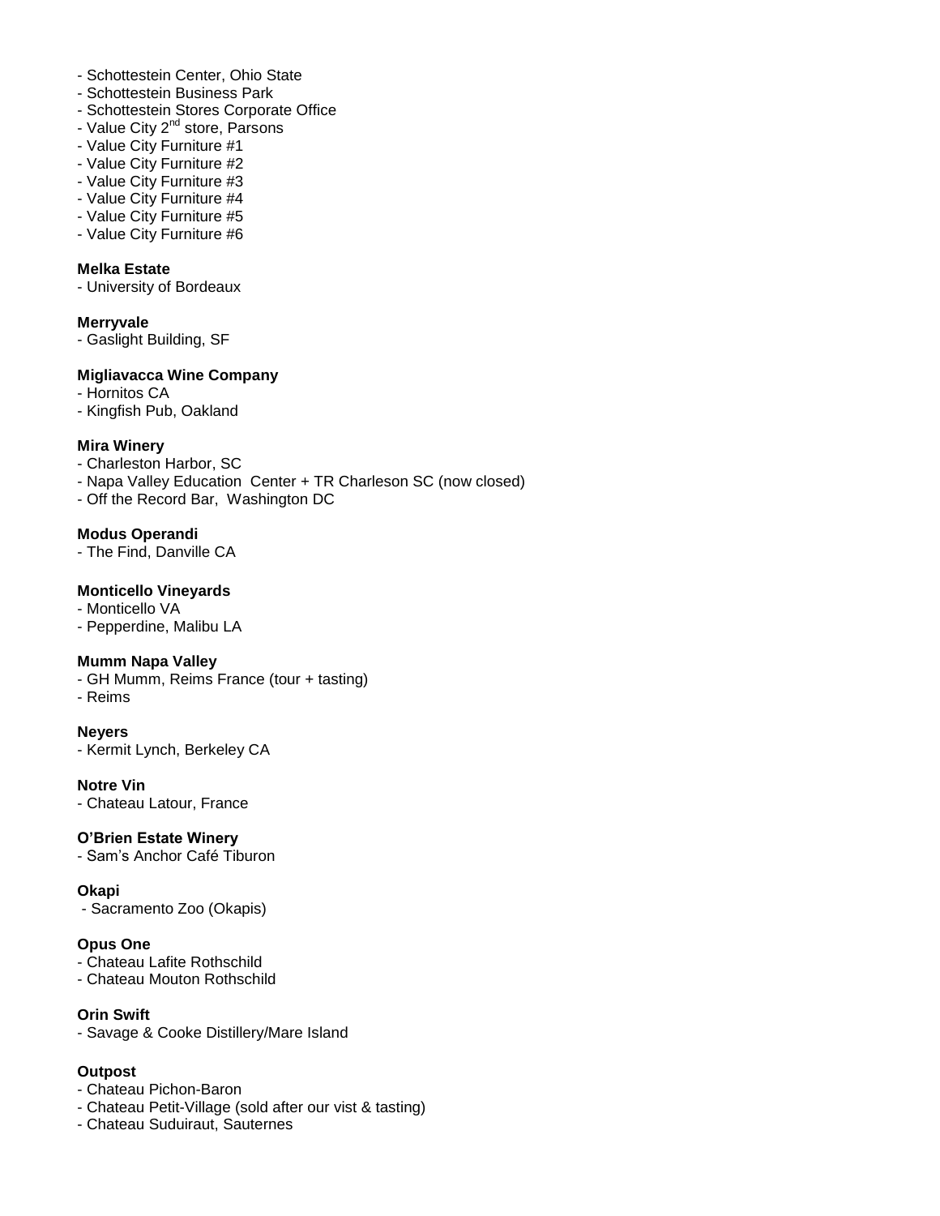- Schottestein Center, Ohio State
- Schottestein Business Park
- Schottestein Stores Corporate Office
- Value City 2nd store, Parsons
- Value City Furniture #1
- Value City Furniture #2
- Value City Furniture #3
- Value City Furniture #4
- Value City Furniture #5
- Value City Furniture #6

**Melka Estate**
- University of Bordeaux

**Merryvale**
- Gaslight Building, SF

**Migliavacca Wine Company**
- Hornitos CA
- Kingfish Pub, Oakland

**Mira Winery**
- Charleston Harbor, SC
- Napa Valley Education Center + TR Charleson SC (now closed)
- Off the Record Bar, Washington DC

**Modus Operandi**
- The Find, Danville CA

**Monticello Vineyards**
- Monticello VA
- Pepperdine, Malibu LA

**Mumm Napa Valley**
- GH Mumm, Reims France (tour + tasting)
- Reims

**Neyers**
- Kermit Lynch, Berkeley CA

**Notre Vin**
- Chateau Latour, France

**O'Brien Estate Winery**
- Sam's Anchor Café Tiburon

**Okapi**
- Sacramento Zoo (Okapis)

**Opus One**
- Chateau Lafite Rothschild
- Chateau Mouton Rothschild

**Orin Swift**
- Savage & Cooke Distillery/Mare Island

**Outpost**
- Chateau Pichon-Baron
- Chateau Petit-Village (sold after our vist & tasting)
- Chateau Suduiraut, Sauternes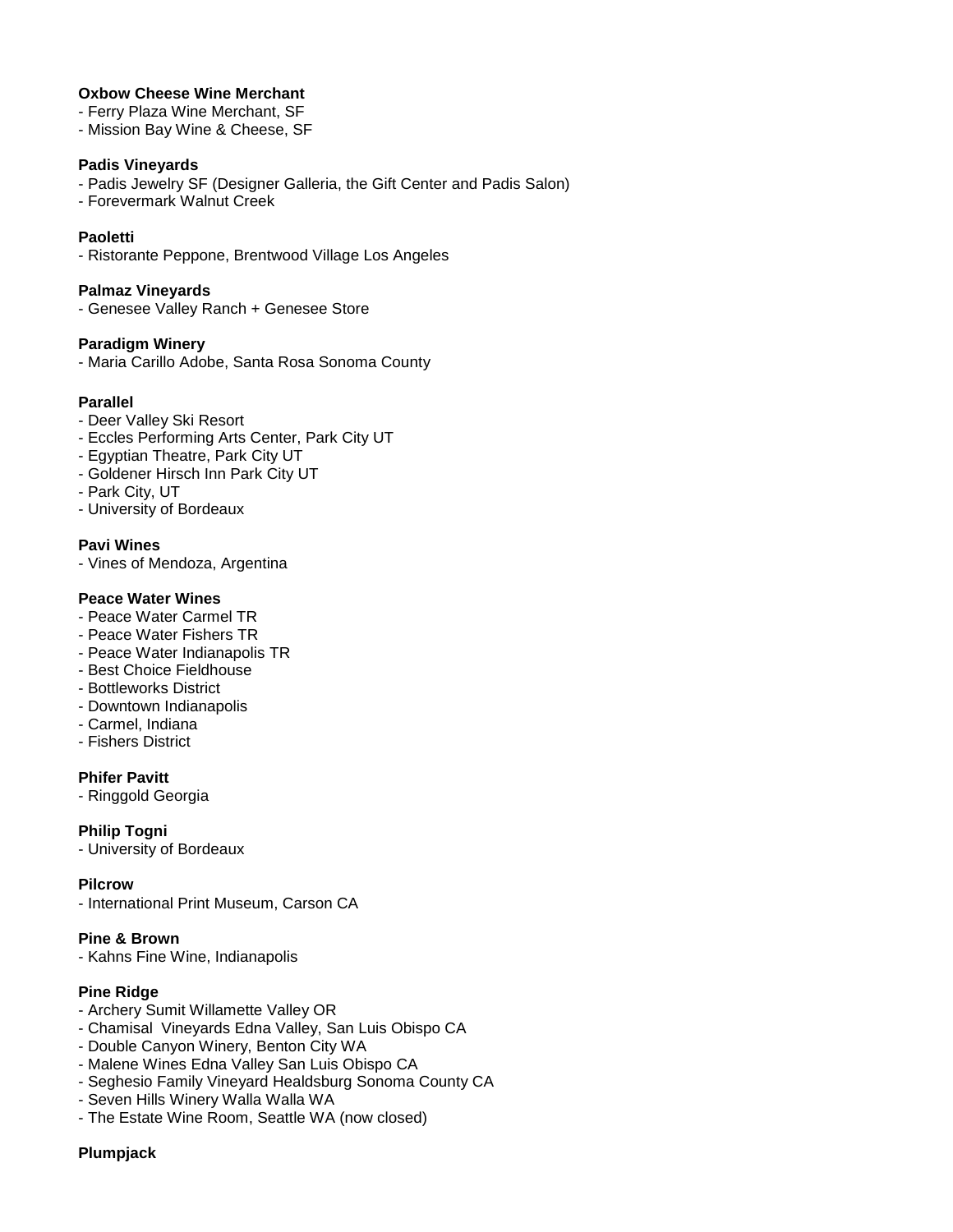**Oxbow Cheese Wine Merchant**
- Ferry Plaza Wine Merchant, SF
- Mission Bay Wine & Cheese, SF

**Padis Vineyards**
- Padis Jewelry SF (Designer Galleria, the Gift Center and Padis Salon)
- Forevermark Walnut Creek

**Paoletti**
- Ristorante Peppone, Brentwood Village Los Angeles

**Palmaz Vineyards**
- Genesee Valley Ranch + Genesee Store

**Paradigm Winery**
- Maria Carillo Adobe, Santa Rosa Sonoma County

**Parallel**
- Deer Valley Ski Resort
- Eccles Performing Arts Center, Park City UT
- Egyptian Theatre, Park City UT
- Goldener Hirsch Inn Park City UT
- Park City, UT
- University of Bordeaux

**Pavi Wines**
- Vines of Mendoza, Argentina

**Peace Water Wines**
- Peace Water Carmel TR
- Peace Water Fishers TR
- Peace Water Indianapolis TR
- Best Choice Fieldhouse
- Bottleworks District
- Downtown Indianapolis
- Carmel, Indiana
- Fishers District

**Phifer Pavitt**
- Ringgold Georgia

**Philip Togni**
- University of Bordeaux

**Pilcrow**
- International Print Museum, Carson CA

**Pine & Brown**
- Kahns Fine Wine, Indianapolis

**Pine Ridge**
- Archery Sumit Willamette Valley OR
- Chamisal  Vineyards Edna Valley, San Luis Obispo CA
- Double Canyon Winery, Benton City WA
- Malene Wines Edna Valley San Luis Obispo CA
- Seghesio Family Vineyard Healdsburg Sonoma County CA
- Seven Hills Winery Walla Walla WA
- The Estate Wine Room, Seattle WA (now closed)

**Plumpjack**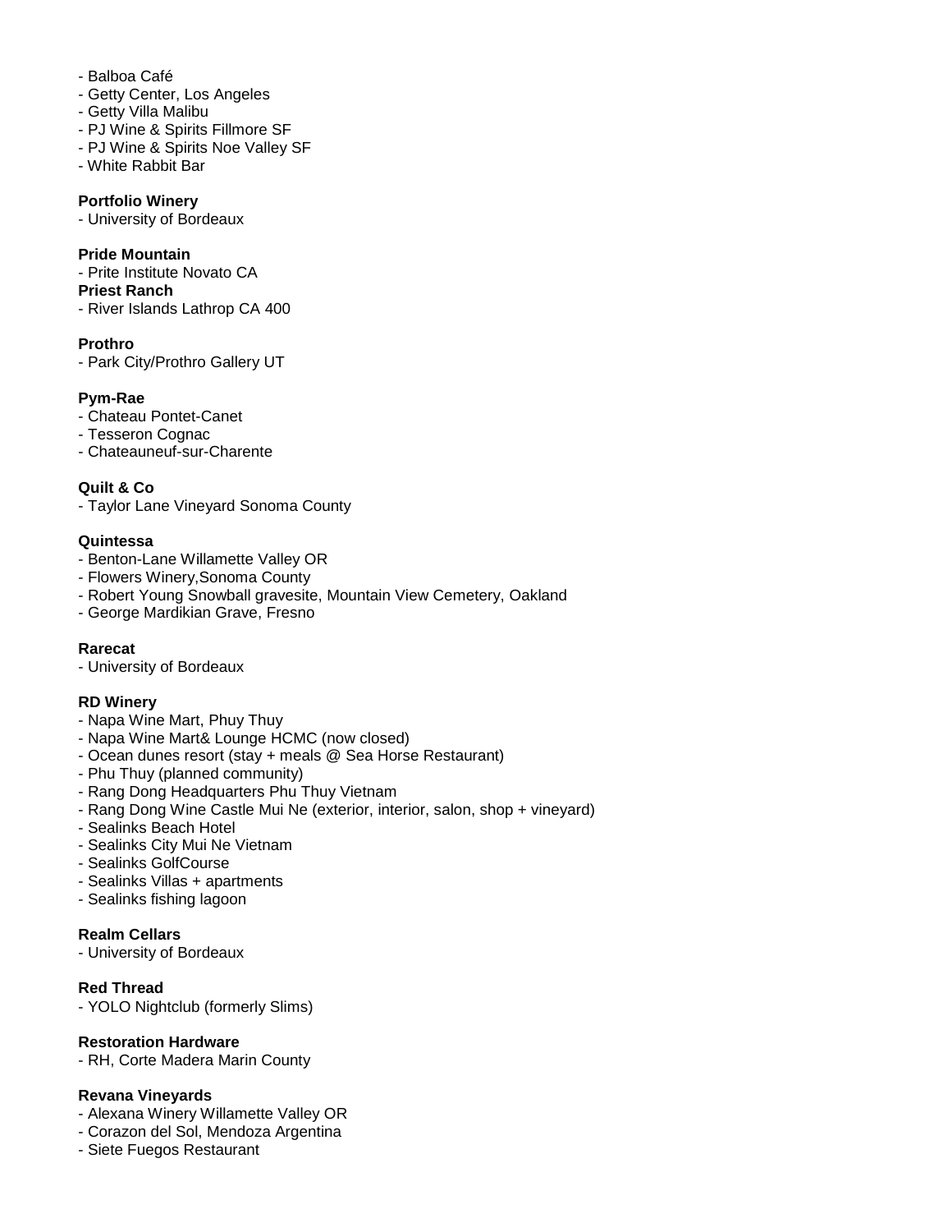- Balboa Café
- Getty Center, Los Angeles
- Getty Villa Malibu
- PJ Wine & Spirits Fillmore SF
- PJ Wine & Spirits Noe Valley SF
- White Rabbit Bar

**Portfolio Winery**
- University of Bordeaux

**Pride Mountain**
- Prite Institute Novato CA

**Priest Ranch**
- River Islands Lathrop CA 400

**Prothro**
- Park City/Prothro Gallery UT

**Pym-Rae**
- Chateau Pontet-Canet
- Tesseron Cognac
- Chateauneuf-sur-Charente

**Quilt & Co**
- Taylor Lane Vineyard Sonoma County

**Quintessa**
- Benton-Lane Willamette Valley OR
- Flowers Winery,Sonoma County
- Robert Young Snowball gravesite, Mountain View Cemetery, Oakland
- George Mardikian Grave, Fresno

**Rarecat**
- University of Bordeaux

**RD Winery**
- Napa Wine Mart, Phuy Thuy
- Napa Wine Mart& Lounge HCMC (now closed)
- Ocean dunes resort (stay + meals @ Sea Horse Restaurant)
- Phu Thuy (planned community)
- Rang Dong Headquarters Phu Thuy Vietnam
- Rang Dong Wine Castle Mui Ne (exterior, interior, salon, shop + vineyard)
- Sealinks Beach Hotel
- Sealinks City Mui Ne Vietnam
- Sealinks GolfCourse
- Sealinks Villas + apartments
- Sealinks fishing lagoon

**Realm Cellars**
- University of Bordeaux

**Red Thread**
- YOLO Nightclub (formerly Slims)

**Restoration Hardware**
- RH, Corte Madera Marin County

**Revana Vineyards**
- Alexana Winery Willamette Valley OR
- Corazon del Sol, Mendoza Argentina
- Siete Fuegos Restaurant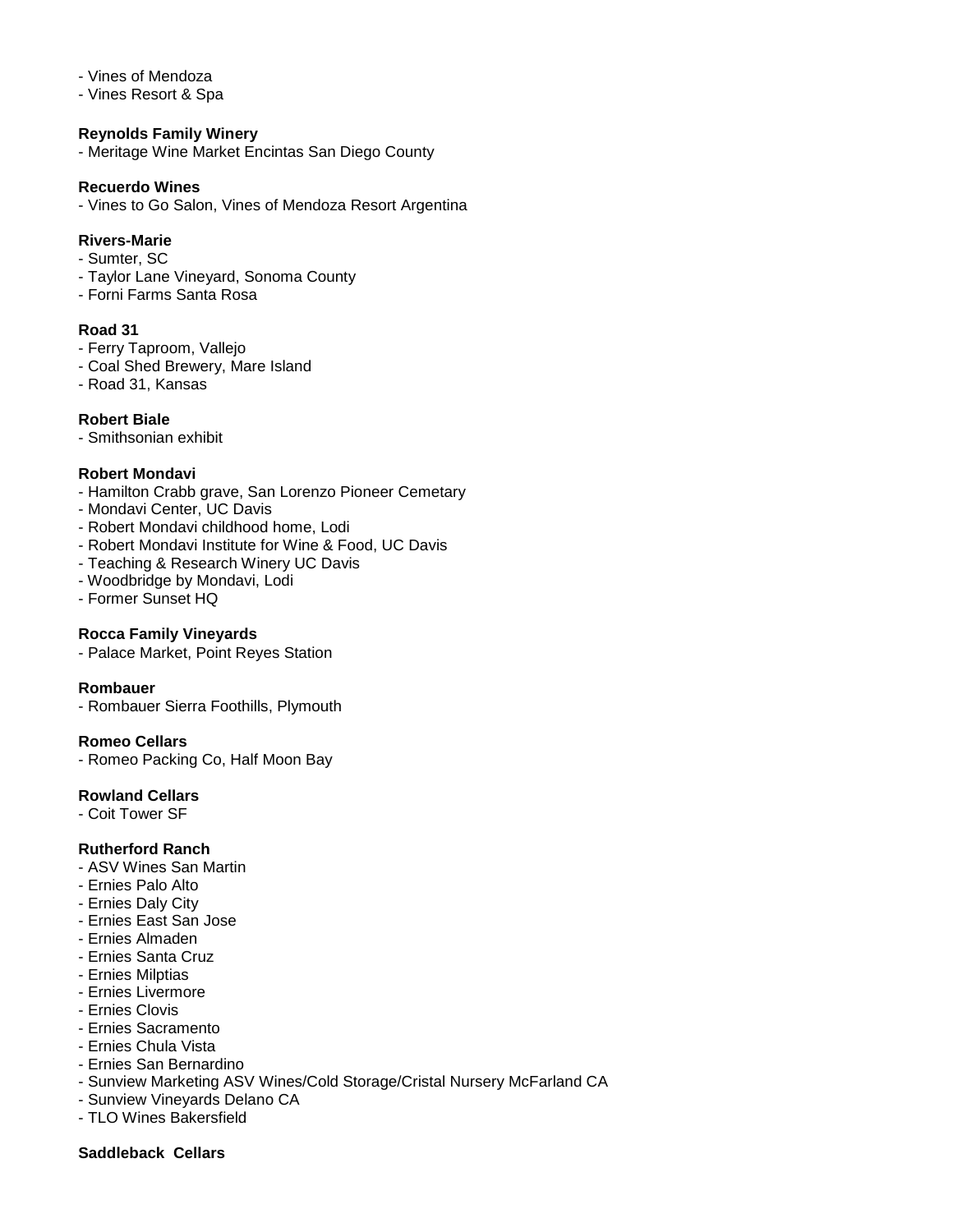- Vines of Mendoza
- Vines Resort & Spa

**Reynolds Family Winery**
- Meritage Wine Market Encintas San Diego County

**Recuerdo Wines**
- Vines to Go Salon, Vines of Mendoza Resort Argentina

**Rivers-Marie**
- Sumter, SC
- Taylor Lane Vineyard, Sonoma County
- Forni Farms Santa Rosa

**Road 31**
- Ferry Taproom, Vallejo
- Coal Shed Brewery, Mare Island
- Road 31, Kansas

**Robert Biale**
- Smithsonian exhibit

**Robert Mondavi**
- Hamilton Crabb grave, San Lorenzo Pioneer Cemetary
- Mondavi Center, UC Davis
- Robert Mondavi childhood home, Lodi
- Robert Mondavi Institute for Wine & Food, UC Davis
- Teaching & Research Winery UC Davis
- Woodbridge by Mondavi, Lodi
- Former Sunset HQ

**Rocca Family Vineyards**
- Palace Market, Point Reyes Station

**Rombauer**
- Rombauer Sierra Foothills, Plymouth

**Romeo Cellars**
- Romeo Packing Co, Half Moon Bay

**Rowland Cellars**
- Coit Tower SF

**Rutherford Ranch**
- ASV Wines San Martin
- Ernies Palo Alto
- Ernies Daly City
- Ernies East San Jose
- Ernies Almaden
- Ernies Santa Cruz
- Ernies Milptias
- Ernies Livermore
- Ernies Clovis
- Ernies Sacramento
- Ernies Chula Vista
- Ernies San Bernardino
- Sunview Marketing ASV Wines/Cold Storage/Cristal Nursery McFarland CA
- Sunview Vineyards Delano CA
- TLO Wines Bakersfield

**Saddleback Cellars**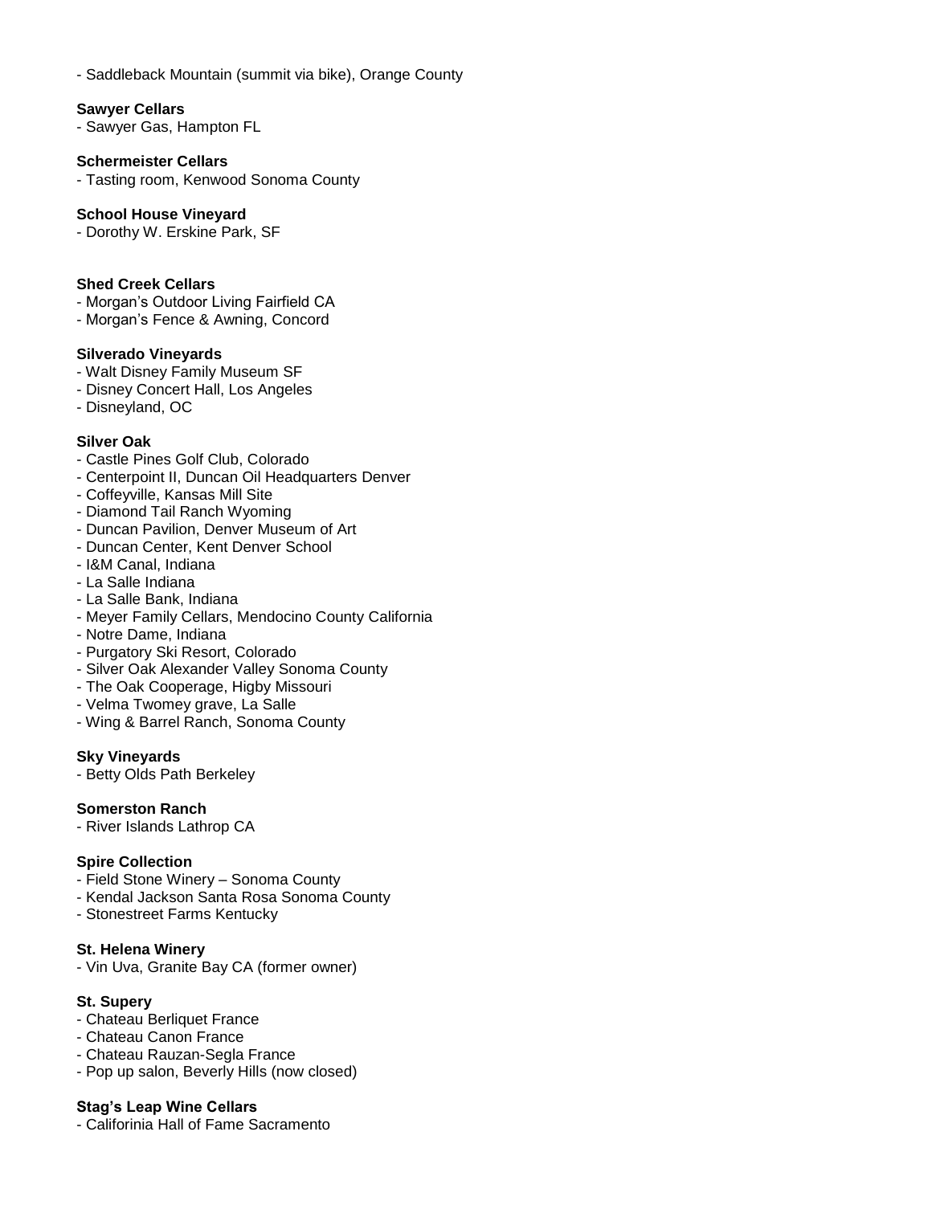- Saddleback Mountain (summit via bike), Orange County

**Sawyer Cellars**
- Sawyer Gas, Hampton FL

**Schermeister Cellars**
- Tasting room, Kenwood Sonoma County

**School House Vineyard**
- Dorothy W. Erskine Park, SF

**Shed Creek Cellars**
- Morgan's Outdoor Living Fairfield CA
- Morgan's Fence & Awning, Concord

**Silverado Vineyards**
- Walt Disney Family Museum SF
- Disney Concert Hall, Los Angeles
- Disneyland, OC

**Silver Oak**
- Castle Pines Golf Club, Colorado
- Centerpoint II, Duncan Oil Headquarters Denver
- Coffeyville, Kansas Mill Site
- Diamond Tail Ranch Wyoming
- Duncan Pavilion, Denver Museum of Art
- Duncan Center, Kent Denver School
- I&M Canal, Indiana
- La Salle Indiana
- La Salle Bank, Indiana
- Meyer Family Cellars, Mendocino County California
- Notre Dame, Indiana
- Purgatory Ski Resort, Colorado
- Silver Oak Alexander Valley Sonoma County
- The Oak Cooperage, Higby Missouri
- Velma Twomey grave, La Salle
- Wing & Barrel Ranch, Sonoma County

**Sky Vineyards**
- Betty Olds Path Berkeley

**Somerston Ranch**
- River Islands Lathrop CA

**Spire Collection**
- Field Stone Winery – Sonoma County
- Kendal Jackson Santa Rosa Sonoma County
- Stonestreet Farms Kentucky

**St. Helena Winery**
- Vin Uva, Granite Bay CA (former owner)

**St. Supery**
- Chateau Berliquet France
- Chateau Canon France
- Chateau Rauzan-Segla France
- Pop up salon, Beverly Hills (now closed)

**Stag's Leap Wine Cellars**
- Califorinia Hall of Fame Sacramento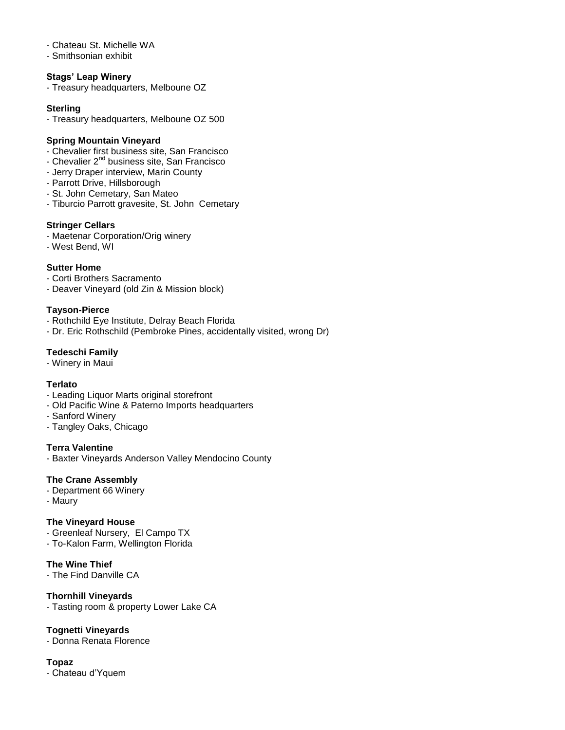- Chateau St. Michelle WA
- Smithsonian exhibit

**Stags' Leap Winery**

- Treasury headquarters, Melboune OZ

**Sterling**

- Treasury headquarters, Melboune OZ 500

**Spring Mountain Vineyard**

- Chevalier first business site, San Francisco
- Chevalier 2nd business site, San Francisco
- Jerry Draper interview, Marin County
- Parrott Drive, Hillsborough
- St. John Cemetary, San Mateo
- Tiburcio Parrott gravesite, St. John Cemetary

**Stringer Cellars**

- Maetenar Corporation/Orig winery
- West Bend, WI

**Sutter Home**

- Corti Brothers Sacramento
- Deaver Vineyard (old Zin & Mission block)

**Tayson-Pierce**

- Rothchild Eye Institute, Delray Beach Florida
- Dr. Eric Rothschild (Pembroke Pines, accidentally visited, wrong Dr)

**Tedeschi Family**

- Winery in Maui

**Terlato**

- Leading Liquor Marts original storefront
- Old Pacific Wine & Paterno Imports headquarters
- Sanford Winery
- Tangley Oaks, Chicago

**Terra Valentine**

- Baxter Vineyards Anderson Valley Mendocino County

**The Crane Assembly**

- Department 66 Winery
- Maury

**The Vineyard House**

- Greenleaf Nursery, El Campo TX
- To-Kalon Farm, Wellington Florida

**The Wine Thief**

- The Find Danville CA

**Thornhill Vineyards**

- Tasting room & property Lower Lake CA

**Tognetti Vineyards**

- Donna Renata Florence

**Topaz**

- Chateau d'Yquem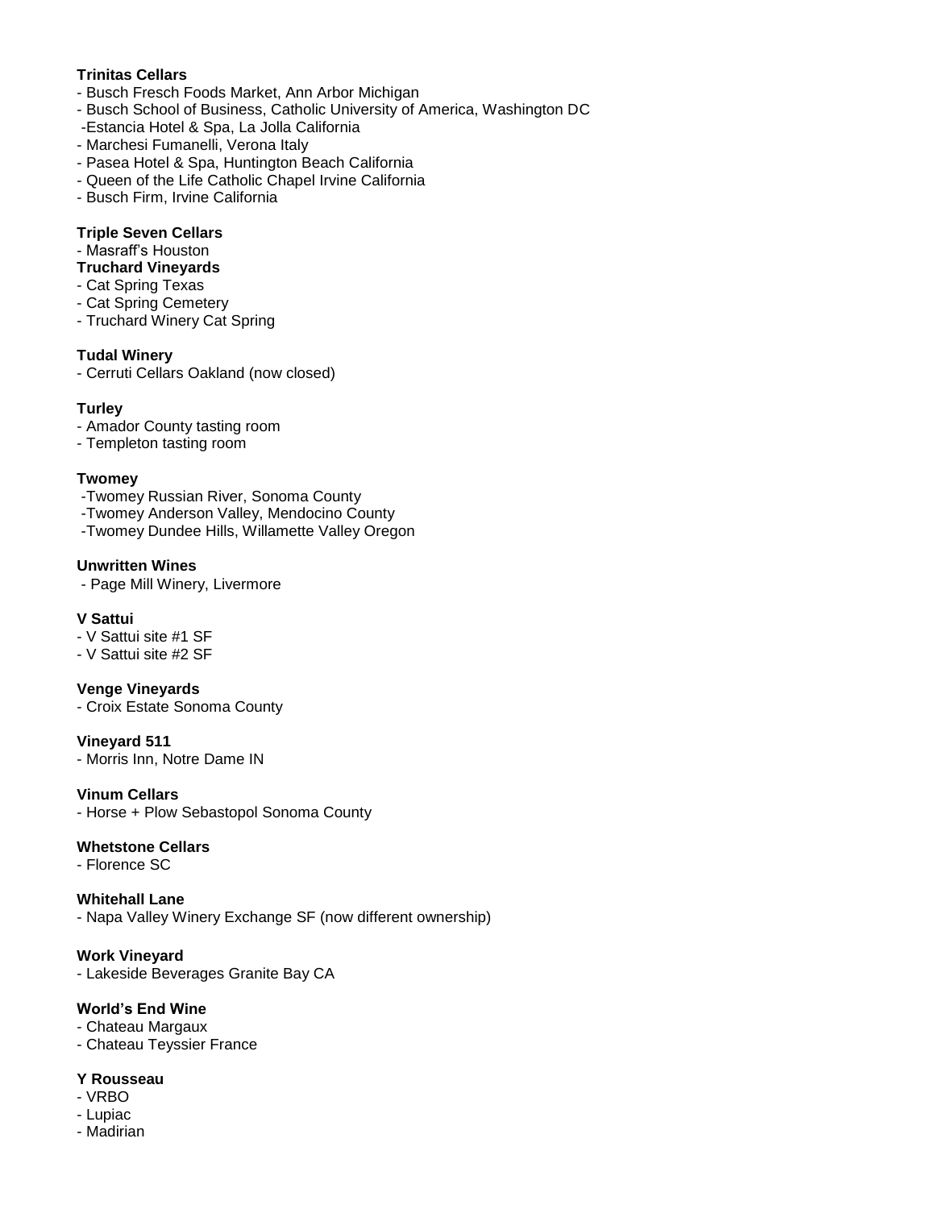**Trinitas Cellars**
- Busch Fresch Foods Market, Ann Arbor Michigan
- Busch School of Business, Catholic University of America, Washington DC
- Estancia Hotel & Spa, La Jolla California
- Marchesi Fumanelli, Verona Italy
- Pasea Hotel & Spa, Huntington Beach California
- Queen of the Life Catholic Chapel Irvine California
- Busch Firm, Irvine California

**Triple Seven Cellars**
- Masraff's Houston

**Truchard Vineyards**
- Cat Spring Texas
- Cat Spring Cemetery
- Truchard Winery Cat Spring

**Tudal Winery**
- Cerruti Cellars Oakland (now closed)

**Turley**
- Amador County tasting room
- Templeton tasting room

**Twomey**
- Twomey Russian River, Sonoma County
- Twomey Anderson Valley, Mendocino County
- Twomey Dundee Hills, Willamette Valley Oregon

**Unwritten Wines**
- Page Mill Winery, Livermore

**V Sattui**
- V Sattui site #1 SF
- V Sattui site #2 SF

**Venge Vineyards**
- Croix Estate Sonoma County

**Vineyard 511**
- Morris Inn, Notre Dame IN

**Vinum Cellars**
- Horse + Plow Sebastopol Sonoma County

**Whetstone Cellars**
- Florence SC

**Whitehall Lane**
- Napa Valley Winery Exchange SF (now different ownership)

**Work Vineyard**
- Lakeside Beverages Granite Bay CA

**World's End Wine**
- Chateau Margaux
- Chateau Teyssier France

**Y Rousseau**
- VRBO
- Lupiac
- Madirian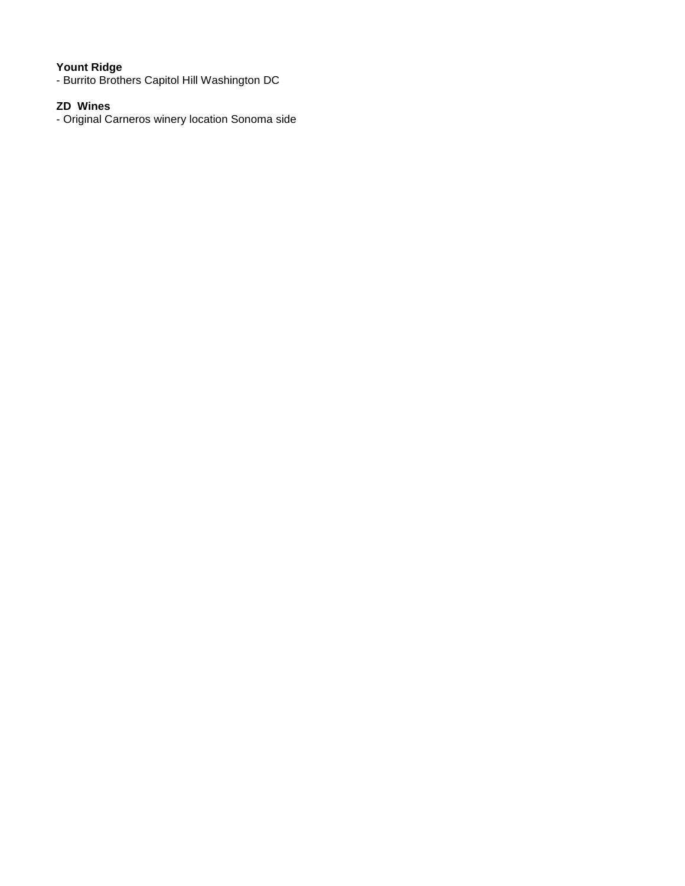**Yount Ridge**
- Burrito Brothers Capitol Hill Washington DC

**ZD  Wines**
- Original Carneros winery location Sonoma side